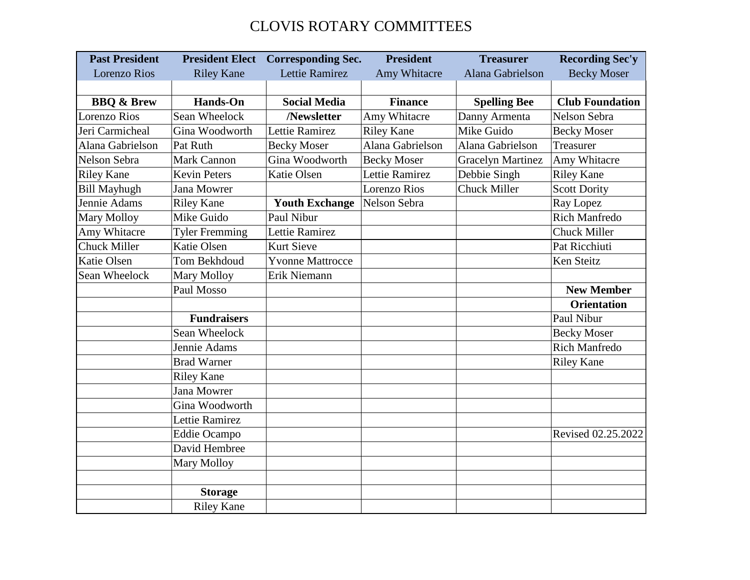# CLOVIS ROTARY COMMITTEES

| Past President | President Elect | Corresponding Sec. | President | Treasurer | Recording Sec'y |
|---|---|---|---|---|---|
| Lorenzo Rios | Riley Kane | Lettie Ramirez | Amy Whitacre | Alana Gabrielson | Becky Moser |
| | | | | | |
| **BBQ & Brew** | **Hands-On** | **Social Media** | **Finance** | **Spelling Bee** | **Club Foundation** |
| Lorenzo Rios | Sean Wheelock | **/Newsletter** | Amy Whitacre | Danny Armenta | Nelson Sebra |
| Jeri Carmicheal | Gina Woodworth | Lettie Ramirez | Riley Kane | Mike Guido | Becky Moser |
| Alana Gabrielson | Pat Ruth | Becky Moser | Alana Gabrielson | Alana Gabrielson | Treasurer |
| Nelson Sebra | Mark Cannon | Gina Woodworth | Becky Moser | Gracelyn Martinez | Amy Whitacre |
| Riley Kane | Kevin Peters | Katie Olsen | Lettie Ramirez | Debbie Singh | Riley Kane |
| Bill Mayhugh | Jana Mowrer | | Lorenzo Rios | Chuck Miller | Scott Dority |
| Jennie Adams | Riley Kane | **Youth Exchange** | Nelson Sebra | | Ray Lopez |
| Mary Molloy | Mike Guido | Paul Nibur | | | Rich Manfredo |
| Amy Whitacre | Tyler Fremming | Lettie Ramirez | | | Chuck Miller |
| Chuck Miller | Katie Olsen | Kurt Sieve | | | Pat Ricchiuti |
| Katie Olsen | Tom Bekhdoud | Yvonne Mattrocce | | | Ken Steitz |
| Sean Wheelock | Mary Molloy | Erik Niemann | | | |
| | Paul Mosso | | | | **New Member** |
| | | | | | **Orientation** |
| | **Fundraisers** | | | | Paul Nibur |
| | Sean Wheelock | | | | Becky Moser |
| | Jennie Adams | | | | Rich Manfredo |
| | Brad Warner | | | | Riley Kane |
| | Riley Kane | | | | |
| | Jana Mowrer | | | | |
| | Gina Woodworth | | | | |
| | Lettie Ramirez | | | | |
| | Eddie Ocampo | | | | Revised 02.25.2022 |
| | David Hembree | | | | |
| | Mary Molloy | | | | |
| | | | | | |
| | **Storage** | | | | |
| | Riley Kane | | | | |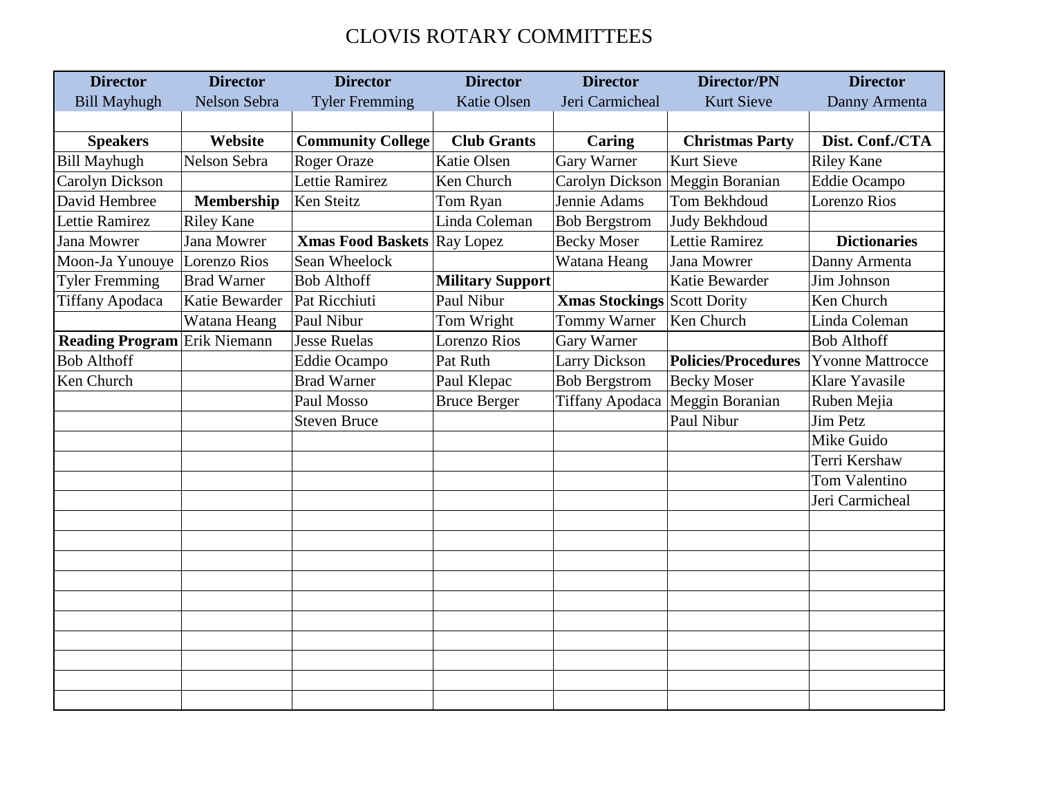# CLOVIS ROTARY COMMITTEES

| Director | Director | Director | Director | Director | Director/PN | Director |
|---|---|---|---|---|---|---|
| Bill Mayhugh | Nelson Sebra | Tyler Fremming | Katie Olsen | Jeri Carmicheal | Kurt Sieve | Danny Armenta |
| | | | | | | |
| **Speakers** | **Website** | **Community College** | **Club Grants** | **Caring** | **Christmas Party** | **Dist. Conf./CTA** |
| Bill Mayhugh | Nelson Sebra | Roger Oraze | Katie Olsen | Gary Warner | Kurt Sieve | Riley Kane |
| Carolyn Dickson | | Lettie Ramirez | Ken Church | Carolyn Dickson | Meggin Boranian | Eddie Ocampo |
| David Hembree | **Membership** | Ken Steitz | Tom Ryan | Jennie Adams | Tom Bekhdoud | Lorenzo Rios |
| Lettie Ramirez | Riley Kane | | Linda Coleman | Bob Bergstrom | Judy Bekhdoud | |
| Jana Mowrer | Jana Mowrer | **Xmas Food Baskets** | Ray Lopez | Becky Moser | Lettie Ramirez | **Dictionaries** |
| Moon-Ja Yunouye | Lorenzo Rios | Sean Wheelock | | Watana Heang | Jana Mowrer | Danny Armenta |
| Tyler Fremming | Brad Warner | Bob Althoff | **Military Support** | | Katie Bewarder | Jim Johnson |
| Tiffany Apodaca | Katie Bewarder | Pat Ricchiuti | Paul Nibur | **Xmas Stockings** | Scott Dority | Ken Church |
| | Watana Heang | Paul Nibur | Tom Wright | Tommy Warner | Ken Church | Linda Coleman |
| **Reading Program** | Erik Niemann | Jesse Ruelas | Lorenzo Rios | Gary Warner | | Bob Althoff |
| Bob Althoff | | Eddie Ocampo | Pat Ruth | Larry Dickson | **Policies/Procedures** | Yvonne Mattrocce |
| Ken Church | | Brad Warner | Paul Klepac | Bob Bergstrom | Becky Moser | Klare Yavasile |
| | | Paul Mosso | Bruce Berger | Tiffany Apodaca | Meggin Boranian | Ruben Mejia |
| | | Steven Bruce | | | Paul Nibur | Jim Petz |
| | | | | | | Mike Guido |
| | | | | | | Terri Kershaw |
| | | | | | | Tom Valentino |
| | | | | | | Jeri Carmicheal |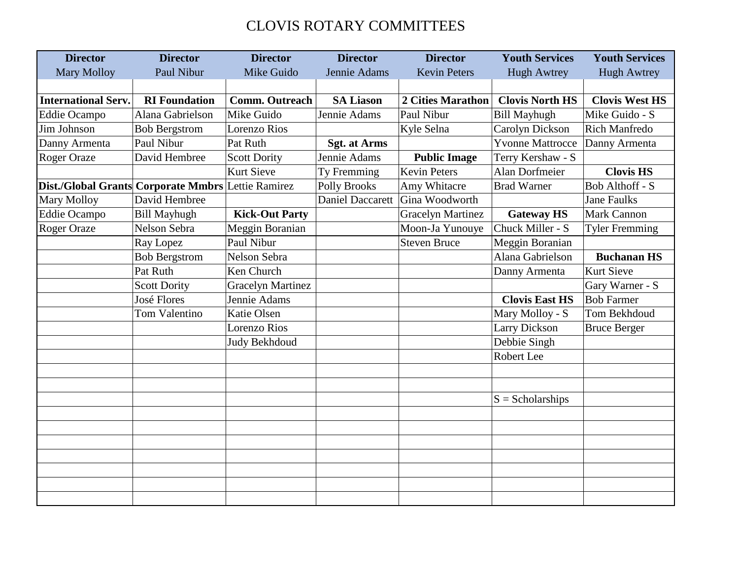# CLOVIS ROTARY COMMITTEES

| Director | Director | Director | Director | Director | Youth Services | Youth Services |
|---|---|---|---|---|---|---|
| Mary Molloy | Paul Nibur | Mike Guido | Jennie Adams | Kevin Peters | Hugh Awtrey | Hugh Awtrey |
| | | | | | | |
| **International Serv.** | **RI Foundation** | **Comm. Outreach** | **SA Liason** | **2 Cities Marathon** | **Clovis North HS** | **Clovis West HS** |
| Eddie Ocampo | Alana Gabrielson | Mike Guido | Jennie Adams | Paul Nibur | Bill Mayhugh | Mike Guido - S |
| Jim Johnson | Bob Bergstrom | Lorenzo Rios | | Kyle Selna | Carolyn Dickson | Rich Manfredo |
| Danny Armenta | Paul Nibur | Pat Ruth | **Sgt. at Arms** | | Yvonne Mattrocce | Danny Armenta |
| Roger Oraze | David Hembree | Scott Dority | Jennie Adams | **Public Image** | Terry Kershaw - S | |
| | | Kurt Sieve | Ty Fremming | Kevin Peters | Alan Dorfmeier | **Clovis HS** |
| **Dist./Global Grants** | **Corporate Mmbrs** | Lettie Ramirez | Polly Brooks | Amy Whitacre | Brad Warner | Bob Althoff - S |
| Mary Molloy | David Hembree | | Daniel Daccarett | Gina Woodworth | | Jane Faulks |
| Eddie Ocampo | Bill Mayhugh | **Kick-Out Party** | | Gracelyn Martinez | **Gateway HS** | Mark Cannon |
| Roger Oraze | Nelson Sebra | Meggin Boranian | | Moon-Ja Yunouye | Chuck Miller - S | Tyler Fremming |
| | Ray Lopez | Paul Nibur | | Steven Bruce | Meggin Boranian | |
| | Bob Bergstrom | Nelson Sebra | | | Alana Gabrielson | **Buchanan HS** |
| | Pat Ruth | Ken Church | | | Danny Armenta | Kurt Sieve |
| | Scott Dority | Gracelyn Martinez | | | | Gary Warner - S |
| | José Flores | Jennie Adams | | | **Clovis East HS** | Bob Farmer |
| | Tom Valentino | Katie Olsen | | | Mary Molloy - S | Tom Bekhdoud |
| | | Lorenzo Rios | | | Larry Dickson | Bruce Berger |
| | | Judy Bekhdoud | | | Debbie Singh | |
| | | | | | Robert Lee | |
| | | | | | | |
| | | | | | | |
| | | | | | S = Scholarships | |